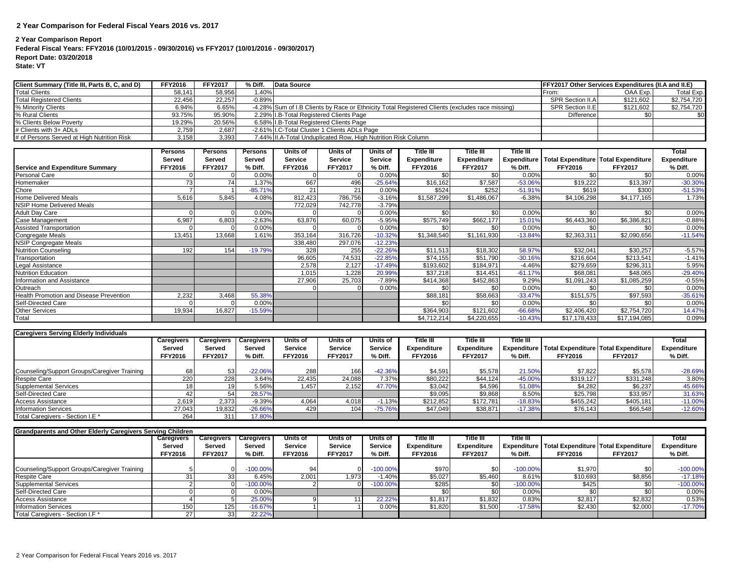# 2 Year Comparison for Federal Fiscal Years 2016 vs. 2017

**2 Year Comparison Report**
**Federal Fiscal Years: FFY2016 (10/01/2015 - 09/30/2016) vs FFY2017 (10/01/2016 - 09/30/2017)**
**Report Date: 03/20/2018**
**State: VT**

| Client Summary (Title III, Parts B, C, and D) | FFY2016 | FFY2017 | % Diff. | Data Source |
|---|---|---|---|---|
| Total Clients | 58,141 | 58,956 | 1.40% | |
| Total Registered Clients | 22,456 | 22,257 | -0.89% | |
| % Minority Clients | 6.94% | 6.65% | -4.28% | Sum of I.B Clients by Race or Ethnicity Total Registered Clients (excludes race missing) |
| % Rural Clients | 93.75% | 95.90% | 2.29% | I.B-Total Registered Clients Page |
| % Clients Below Poverty | 19.29% | 20.56% | 6.58% | I.B-Total Registered Clients Page |
| # Clients with 3+ ADLs | 2,759 | 2,687 | -2.61% | I.C-Total Cluster 1 Clients ADLs Page |
| # of Persons Served at High Nutrition Risk | 3,158 | 3,393 | 7.44% | II.A-Total Unduplicated Row, High Nutrition Risk Column |

| FFY2017 Other Services Expenditures (II.A and II.E) | | |
|---|---|---|
| From: | OAA Exp. | Total Exp. |
| SPR Section II.A | $121,602 | $2,754,720 |
| SPR Section II.E | $121,602 | $2,754,720 |
| Difference | $0 | $0 |

| Service and Expenditure Summary | Persons Served FFY2016 | Persons Served FFY2017 | Persons % Diff. | Units of Service FFY2016 | Units of Service FFY2017 | Units of Service % Diff. | Title III Expenditure FFY2016 | Title III Expenditure FFY2017 | Title III Expenditure % Diff. | Total Expenditure FFY2016 | Total Expenditure FFY2017 | Total Expenditure % Diff. |
|---|---|---|---|---|---|---|---|---|---|---|---|---|
| Personal Care | 0 | 0 | 0.00% | 0 | 0 | 0.00% | $0 | $0 | 0.00% | $0 | $0 | 0.00% |
| Homemaker | 73 | 74 | 1.37% | 667 | 496 | -25.64% | $16,162 | $7,587 | -53.06% | $19,222 | $13,397 | -30.30% |
| Chore | 7 | 1 | -85.71% | 21 | 21 | 0.00% | $524 | $252 | -51.91% | $619 | $300 | -51.53% |
| Home Delivered Meals | 5,616 | 5,845 | 4.08% | 812,423 | 786,756 | -3.16% | $1,587,299 | $1,486,067 | -6.38% | $4,106,298 | $4,177,165 | 1.73% |
| NSIP Home Delivered Meals | | | | 772,029 | 742,778 | -3.79% | | | | | | |
| Adult Day Care | 0 | 0 | 0.00% | 0 | 0 | 0.00% | $0 | $0 | 0.00% | $0 | $0 | 0.00% |
| Case Management | 6,987 | 6,803 | -2.63% | 63,876 | 60,075 | -5.95% | $575,749 | $662,177 | 15.01% | $6,443,360 | $6,386,821 | -0.88% |
| Assisted Transportation | 0 | 0 | 0.00% | 0 | 0 | 0.00% | $0 | $0 | 0.00% | $0 | $0 | 0.00% |
| Congregate Meals | 13,451 | 13,668 | 1.61% | 353,164 | 316,726 | -10.32% | $1,348,540 | $1,161,930 | -13.84% | $2,363,311 | $2,090,656 | -11.54% |
| NSIP Congregate Meals | | | | 338,480 | 297,076 | -12.23% | | | | | | |
| Nutrition Counseling | 192 | 154 | -19.79% | 328 | 255 | -22.26% | $11,513 | $18,302 | 58.97% | $32,041 | $30,257 | -5.57% |
| Transportation | | | | 96,605 | 74,531 | -22.85% | $74,155 | $51,790 | -30.16% | $216,604 | $213,541 | -1.41% |
| Legal Assistance | | | | 2,578 | 2,127 | -17.49% | $193,602 | $184,971 | -4.46% | $279,659 | $296,311 | 5.95% |
| Nutrition Education | | | | 1,015 | 1,228 | 20.99% | $37,218 | $14,451 | -61.17% | $68,081 | $48,065 | -29.40% |
| Information and Assistance | | | | 27,906 | 25,703 | -7.89% | $414,368 | $452,863 | 9.29% | $1,091,243 | $1,085,259 | -0.55% |
| Outreach | | | | 0 | 0 | 0.00% | $0 | $0 | 0.00% | $0 | $0 | 0.00% |
| Health Promotion and Disease Prevention | 2,232 | 3,468 | 55.38% | | | | $88,181 | $58,663 | -33.47% | $151,575 | $97,593 | -35.61% |
| Self-Directed Care | 0 | 0 | 0.00% | | | | $0 | $0 | 0.00% | $0 | $0 | 0.00% |
| Other Services | 19,934 | 16,827 | -15.59% | | | | $364,903 | $121,602 | -66.68% | $2,406,420 | $2,754,720 | 14.47% |
| Total | | | | | | | $4,712,214 | $4,220,655 | -10.43% | $17,178,433 | $17,194,085 | 0.09% |

| Caregivers Serving Elderly Individuals | Caregivers Served FFY2016 | Caregivers Served FFY2017 | Caregivers Served % Diff. | Units of Service FFY2016 | Units of Service FFY2017 | Units of Service % Diff. | Title III Expenditure FFY2016 | Title III Expenditure FFY2017 | Title III Expenditure % Diff. | Total Expenditure FFY2016 | Total Expenditure FFY2017 | Total Expenditure % Diff. |
|---|---|---|---|---|---|---|---|---|---|---|---|---|
| Counseling/Support Groups/Caregiver Training | 68 | 53 | -22.06% | 288 | 166 | -42.36% | $4,591 | $5,578 | 21.50% | $7,822 | $5,578 | -28.69% |
| Respite Care | 220 | 228 | 3.64% | 22,435 | 24,088 | 7.37% | $80,222 | $44,124 | -45.00% | $319,127 | $331,248 | 3.80% |
| Supplemental Services | 18 | 19 | 5.56% | 1,457 | 2,152 | 47.70% | $3,042 | $4,596 | 51.08% | $4,282 | $6,237 | 45.66% |
| Self-Directed Care | 42 | 54 | 28.57% | | | | $9,095 | $9,868 | 8.50% | $25,798 | $33,957 | 31.63% |
| Access Assistance | 2,619 | 2,373 | -9.39% | 4,064 | 4,018 | -1.13% | $212,852 | $172,781 | -18.83% | $455,242 | $405,181 | -11.00% |
| Information Services | 27,043 | 19,832 | -26.66% | 429 | 104 | -75.76% | $47,049 | $38,871 | -17.38% | $76,143 | $66,548 | -12.60% |
| Total Caregivers - Section I.E * | 264 | 311 | 17.80% | | | | | | | | | |

| Grandparents and Other Elderly Caregivers Serving Children | Caregivers Served FFY2016 | Caregivers Served FFY2017 | Caregivers Served % Diff. | Units of Service FFY2016 | Units of Service FFY2017 | Units of Service % Diff. | Title III Expenditure FFY2016 | Title III Expenditure FFY2017 | Title III Expenditure % Diff. | Total Expenditure FFY2016 | Total Expenditure FFY2017 | Total Expenditure % Diff. |
|---|---|---|---|---|---|---|---|---|---|---|---|---|
| Counseling/Support Groups/Caregiver Training | 5 | 0 | -100.00% | 94 | 0 | -100.00% | $970 | $0 | -100.00% | $1,970 | $0 | -100.00% |
| Respite Care | 31 | 33 | 6.45% | 2,001 | 1,973 | -1.40% | $5,027 | $5,460 | 8.61% | $10,693 | $8,856 | -17.18% |
| Supplemental Services | 2 | 0 | -100.00% | 2 | 0 | -100.00% | $285 | $0 | -100.00% | $425 | $0 | -100.00% |
| Self-Directed Care | 0 | 0 | 0.00% | | | | $0 | $0 | 0.00% | $0 | $0 | 0.00% |
| Access Assistance | 4 | 5 | 25.00% | 9 | 11 | 22.22% | $1,817 | $1,832 | 0.83% | $2,817 | $2,832 | 0.53% |
| Information Services | 150 | 125 | -16.67% | 1 | 1 | 0.00% | $1,820 | $1,500 | -17.58% | $2,430 | $2,000 | -17.70% |
| Total Caregivers - Section I.F * | 27 | 33 | 22.22% | | | | | | | | | |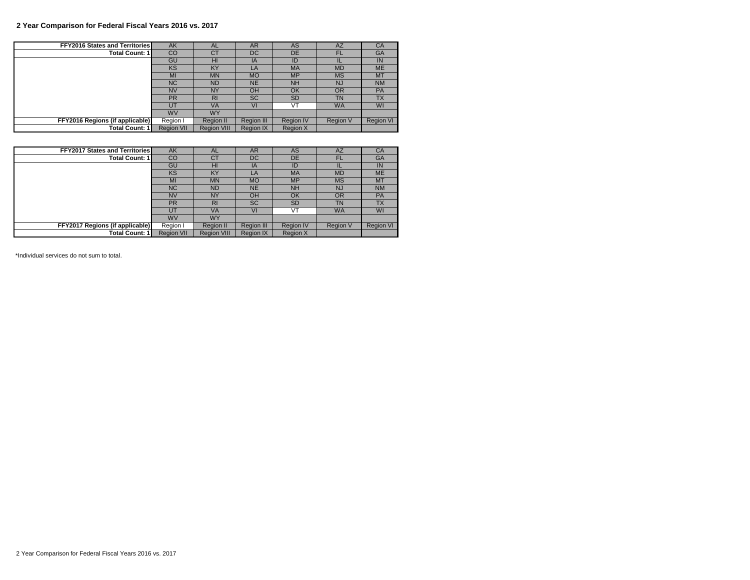**2 Year Comparison for Federal Fiscal Years 2016 vs. 2017**

| | | | | | | |
|---|---|---|---|---|---|---|
| **FFY2016 States and Territories** | AK | AL | AR | AS | AZ | CA |
| **Total Count: 1** | CO | CT | DC | DE | FL | GA |
| | GU | HI | IA | ID | IL | IN |
| | KS | KY | LA | MA | MD | ME |
| | MI | MN | MO | MP | MS | MT |
| | NC | ND | NE | NH | NJ | NM |
| | NV | NY | OH | OK | OR | PA |
| | PR | RI | SC | SD | TN | TX |
| | UT | VA | VI | VT | WA | WI |
| | WV | WY | | | | |
| **FFY2016 Regions (if applicable)** | Region I | Region II | Region III | Region IV | Region V | Region VI |
| **Total Count: 1** | Region VII | Region VIII | Region IX | Region X | | |

| | | | | | | |
|---|---|---|---|---|---|---|
| **FFY2017 States and Territories** | AK | AL | AR | AS | AZ | CA |
| **Total Count: 1** | CO | CT | DC | DE | FL | GA |
| | GU | HI | IA | ID | IL | IN |
| | KS | KY | LA | MA | MD | ME |
| | MI | MN | MO | MP | MS | MT |
| | NC | ND | NE | NH | NJ | NM |
| | NV | NY | OH | OK | OR | PA |
| | PR | RI | SC | SD | TN | TX |
| | UT | VA | VI | VT | WA | WI |
| | WV | WY | | | | |
| **FFY2017 Regions (if applicable)** | Region I | Region II | Region III | Region IV | Region V | Region VI |
| **Total Count: 1** | Region VII | Region VIII | Region IX | Region X | | |

*Individual services do not sum to total.